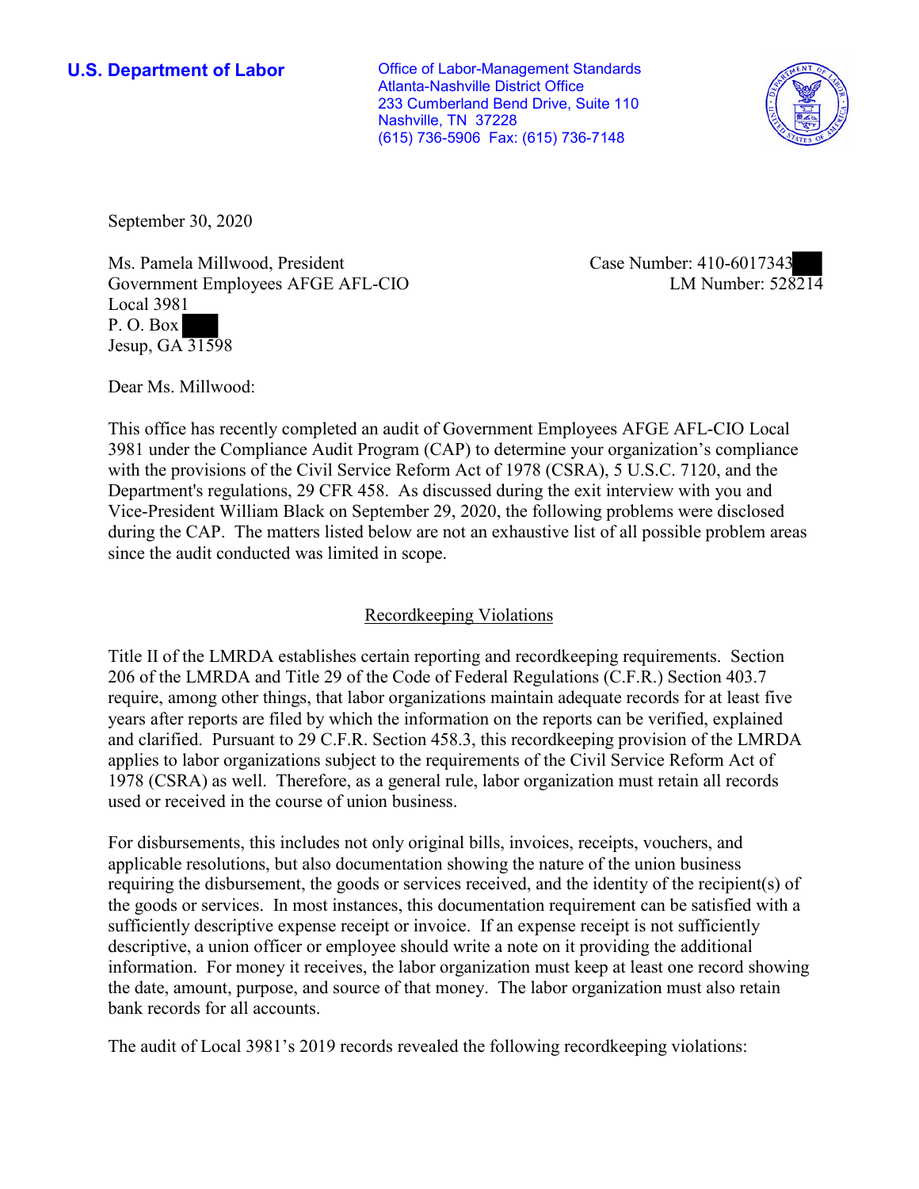**U.S. Department of Labor**

Office of Labor-Management Standards
Atlanta-Nashville District Office
233 Cumberland Bend Drive, Suite 110
Nashville, TN 37228
(615) 736-5906 Fax: (615) 736-7148

September 30, 2020

Ms. Pamela Millwood, President
Government Employees AFGE AFL-CIO
Local 3981
P. O. Box
Jesup, GA 31598

Case Number: 410-6017343
LM Number: 528214

Dear Ms. Millwood:

This office has recently completed an audit of Government Employees AFGE AFL-CIO Local 3981 under the Compliance Audit Program (CAP) to determine your organization's compliance with the provisions of the Civil Service Reform Act of 1978 (CSRA), 5 U.S.C. 7120, and the Department's regulations, 29 CFR 458. As discussed during the exit interview with you and Vice-President William Black on September 29, 2020, the following problems were disclosed during the CAP. The matters listed below are not an exhaustive list of all possible problem areas since the audit conducted was limited in scope.

## Recordkeeping Violations

Title II of the LMRDA establishes certain reporting and recordkeeping requirements. Section 206 of the LMRDA and Title 29 of the Code of Federal Regulations (C.F.R.) Section 403.7 require, among other things, that labor organizations maintain adequate records for at least five years after reports are filed by which the information on the reports can be verified, explained and clarified. Pursuant to 29 C.F.R. Section 458.3, this recordkeeping provision of the LMRDA applies to labor organizations subject to the requirements of the Civil Service Reform Act of 1978 (CSRA) as well. Therefore, as a general rule, labor organization must retain all records used or received in the course of union business.

For disbursements, this includes not only original bills, invoices, receipts, vouchers, and applicable resolutions, but also documentation showing the nature of the union business requiring the disbursement, the goods or services received, and the identity of the recipient(s) of the goods or services. In most instances, this documentation requirement can be satisfied with a sufficiently descriptive expense receipt or invoice. If an expense receipt is not sufficiently descriptive, a union officer or employee should write a note on it providing the additional information. For money it receives, the labor organization must keep at least one record showing the date, amount, purpose, and source of that money. The labor organization must also retain bank records for all accounts.

The audit of Local 3981's 2019 records revealed the following recordkeeping violations: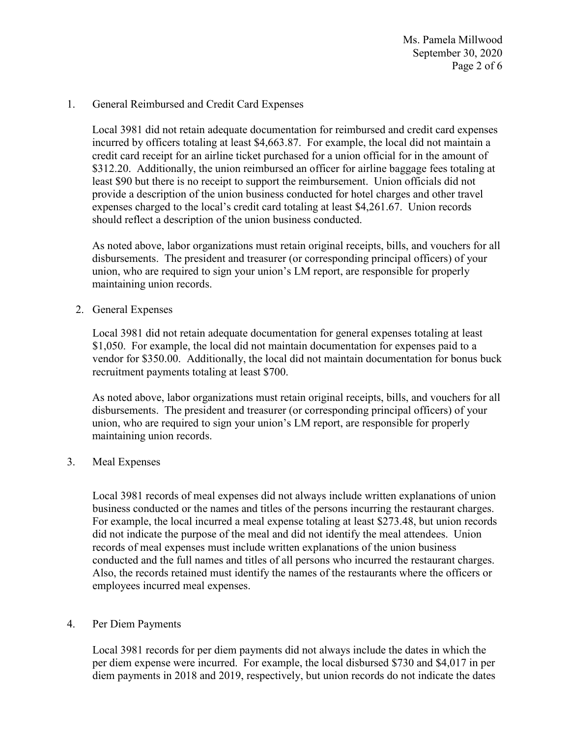1. General Reimbursed and Credit Card Expenses

   Local 3981 did not retain adequate documentation for reimbursed and credit card expenses incurred by officers totaling at least $4,663.87. For example, the local did not maintain a credit card receipt for an airline ticket purchased for a union official for in the amount of $312.20. Additionally, the union reimbursed an officer for airline baggage fees totaling at least $90 but there is no receipt to support the reimbursement. Union officials did not provide a description of the union business conducted for hotel charges and other travel expenses charged to the local's credit card totaling at least $4,261.67. Union records should reflect a description of the union business conducted.

   As noted above, labor organizations must retain original receipts, bills, and vouchers for all disbursements. The president and treasurer (or corresponding principal officers) of your union, who are required to sign your union's LM report, are responsible for properly maintaining union records.

2. General Expenses

   Local 3981 did not retain adequate documentation for general expenses totaling at least $1,050. For example, the local did not maintain documentation for expenses paid to a vendor for $350.00. Additionally, the local did not maintain documentation for bonus buck recruitment payments totaling at least $700.

   As noted above, labor organizations must retain original receipts, bills, and vouchers for all disbursements. The president and treasurer (or corresponding principal officers) of your union, who are required to sign your union's LM report, are responsible for properly maintaining union records.

3. Meal Expenses

   Local 3981 records of meal expenses did not always include written explanations of union business conducted or the names and titles of the persons incurring the restaurant charges. For example, the local incurred a meal expense totaling at least $273.48, but union records did not indicate the purpose of the meal and did not identify the meal attendees. Union records of meal expenses must include written explanations of the union business conducted and the full names and titles of all persons who incurred the restaurant charges. Also, the records retained must identify the names of the restaurants where the officers or employees incurred meal expenses.

4. Per Diem Payments

   Local 3981 records for per diem payments did not always include the dates in which the per diem expense were incurred. For example, the local disbursed $730 and $4,017 in per diem payments in 2018 and 2019, respectively, but union records do not indicate the dates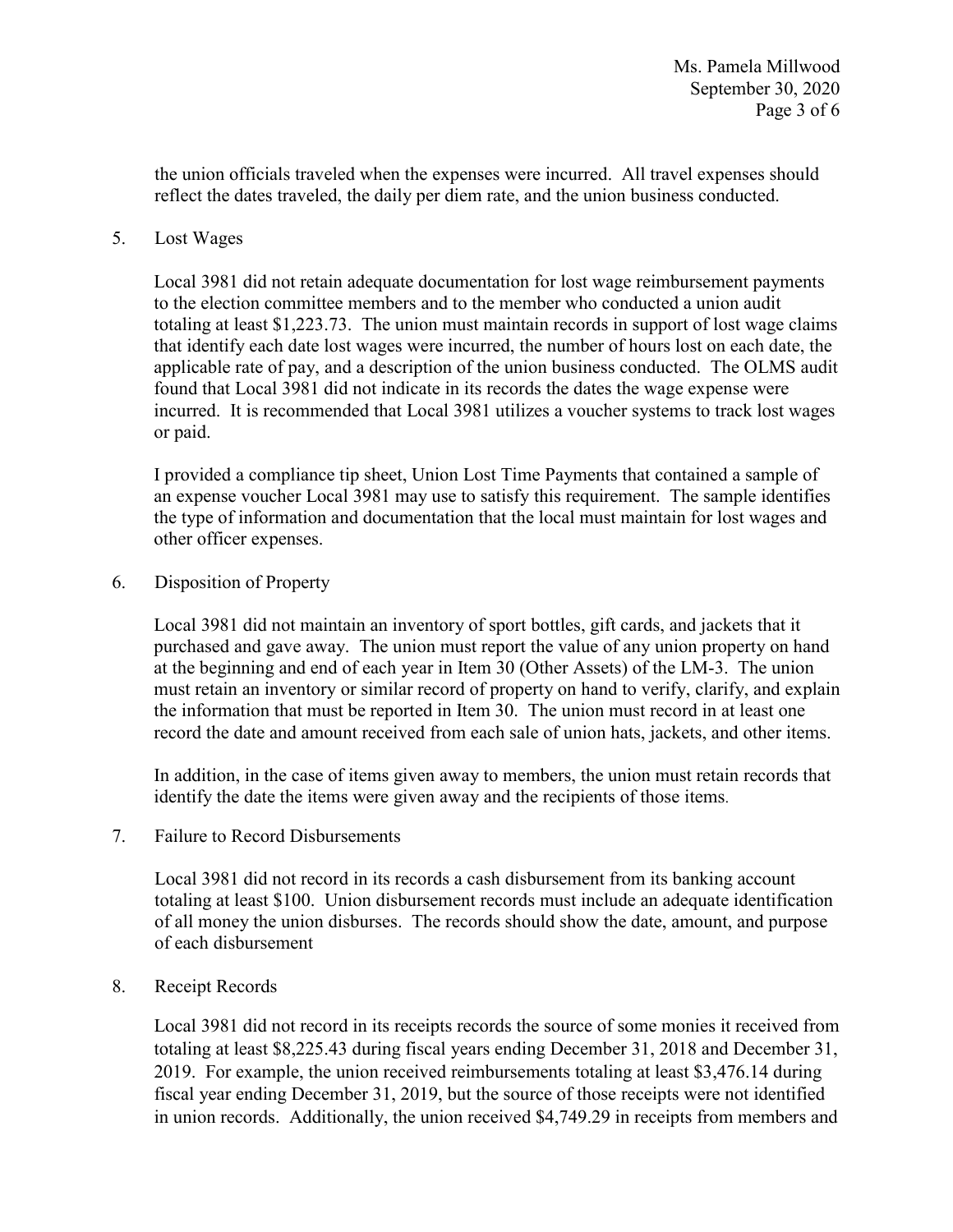the union officials traveled when the expenses were incurred. All travel expenses should reflect the dates traveled, the daily per diem rate, and the union business conducted.

5. Lost Wages

   Local 3981 did not retain adequate documentation for lost wage reimbursement payments to the election committee members and to the member who conducted a union audit totaling at least $1,223.73. The union must maintain records in support of lost wage claims that identify each date lost wages were incurred, the number of hours lost on each date, the applicable rate of pay, and a description of the union business conducted. The OLMS audit found that Local 3981 did not indicate in its records the dates the wage expense were incurred. It is recommended that Local 3981 utilizes a voucher systems to track lost wages or paid.

   I provided a compliance tip sheet, Union Lost Time Payments that contained a sample of an expense voucher Local 3981 may use to satisfy this requirement. The sample identifies the type of information and documentation that the local must maintain for lost wages and other officer expenses.

6. Disposition of Property

   Local 3981 did not maintain an inventory of sport bottles, gift cards, and jackets that it purchased and gave away. The union must report the value of any union property on hand at the beginning and end of each year in Item 30 (Other Assets) of the LM-3. The union must retain an inventory or similar record of property on hand to verify, clarify, and explain the information that must be reported in Item 30. The union must record in at least one record the date and amount received from each sale of union hats, jackets, and other items.

   In addition, in the case of items given away to members, the union must retain records that identify the date the items were given away and the recipients of those items.

7. Failure to Record Disbursements

   Local 3981 did not record in its records a cash disbursement from its banking account totaling at least $100. Union disbursement records must include an adequate identification of all money the union disburses. The records should show the date, amount, and purpose of each disbursement

8. Receipt Records

   Local 3981 did not record in its receipts records the source of some monies it received from totaling at least $8,225.43 during fiscal years ending December 31, 2018 and December 31, 2019. For example, the union received reimbursements totaling at least $3,476.14 during fiscal year ending December 31, 2019, but the source of those receipts were not identified in union records. Additionally, the union received $4,749.29 in receipts from members and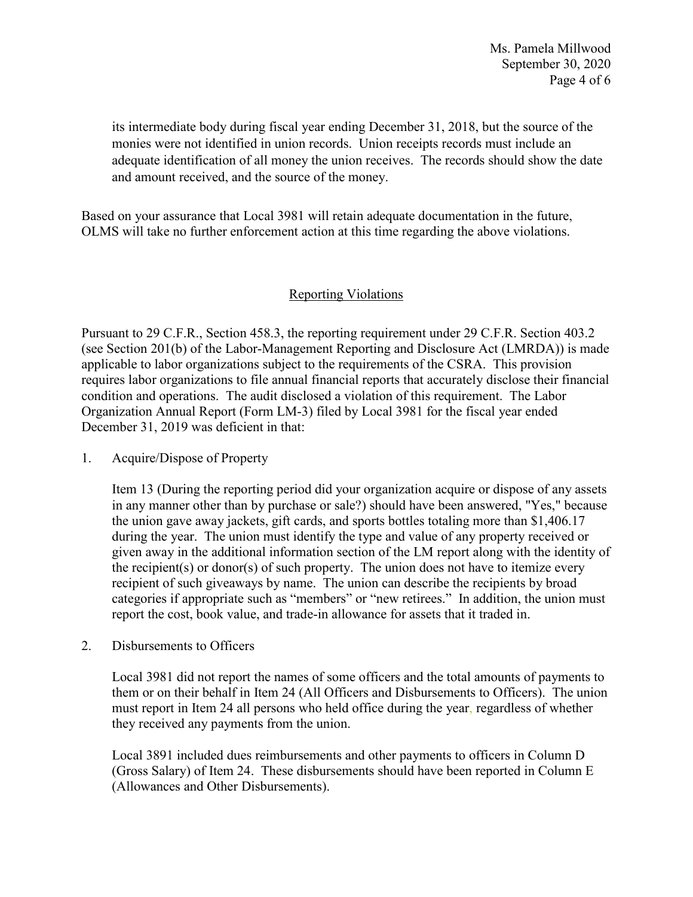its intermediate body during fiscal year ending December 31, 2018, but the source of the monies were not identified in union records. Union receipts records must include an adequate identification of all money the union receives. The records should show the date and amount received, and the source of the money.

Based on your assurance that Local 3981 will retain adequate documentation in the future, OLMS will take no further enforcement action at this time regarding the above violations.

## Reporting Violations

Pursuant to 29 C.F.R., Section 458.3, the reporting requirement under 29 C.F.R. Section 403.2 (see Section 201(b) of the Labor-Management Reporting and Disclosure Act (LMRDA)) is made applicable to labor organizations subject to the requirements of the CSRA. This provision requires labor organizations to file annual financial reports that accurately disclose their financial condition and operations. The audit disclosed a violation of this requirement. The Labor Organization Annual Report (Form LM-3) filed by Local 3981 for the fiscal year ended December 31, 2019 was deficient in that:

1. Acquire/Dispose of Property

   Item 13 (During the reporting period did your organization acquire or dispose of any assets in any manner other than by purchase or sale?) should have been answered, "Yes," because the union gave away jackets, gift cards, and sports bottles totaling more than $1,406.17 during the year. The union must identify the type and value of any property received or given away in the additional information section of the LM report along with the identity of the recipient(s) or donor(s) of such property. The union does not have to itemize every recipient of such giveaways by name. The union can describe the recipients by broad categories if appropriate such as "members" or "new retirees." In addition, the union must report the cost, book value, and trade-in allowance for assets that it traded in.

2. Disbursements to Officers

   Local 3981 did not report the names of some officers and the total amounts of payments to them or on their behalf in Item 24 (All Officers and Disbursements to Officers). The union must report in Item 24 all persons who held office during the year, regardless of whether they received any payments from the union.

   Local 3891 included dues reimbursements and other payments to officers in Column D (Gross Salary) of Item 24. These disbursements should have been reported in Column E (Allowances and Other Disbursements).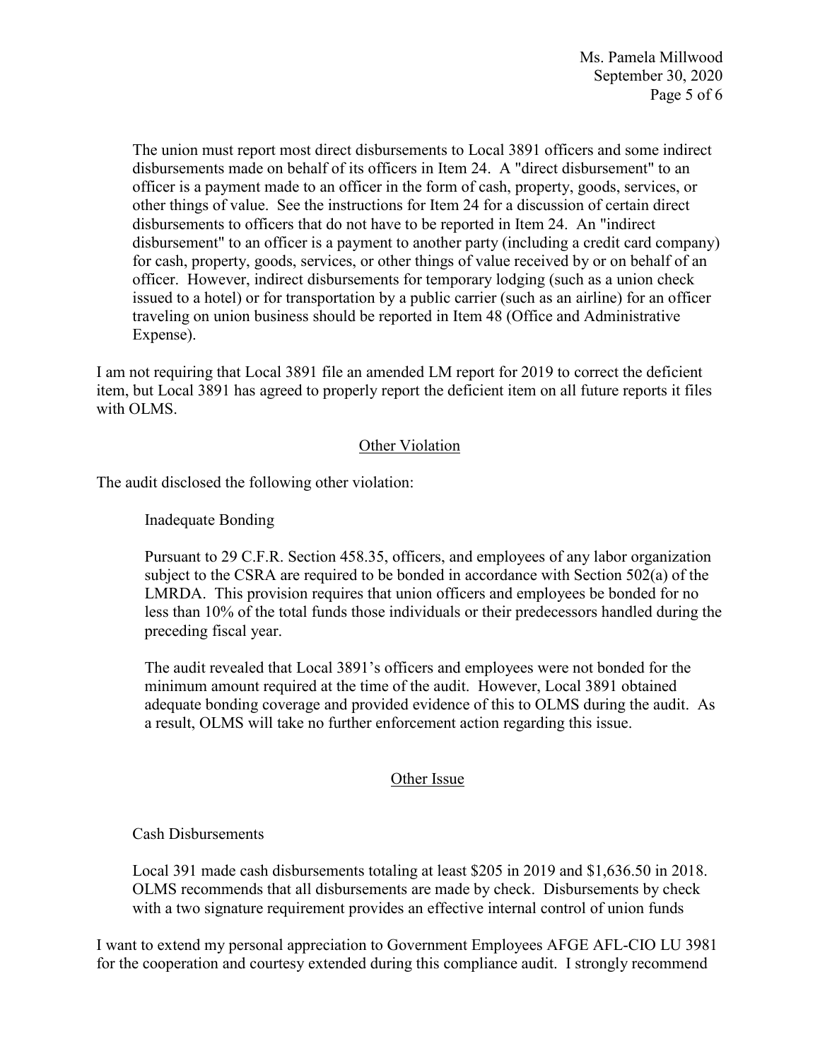The union must report most direct disbursements to Local 3891 officers and some indirect disbursements made on behalf of its officers in Item 24. A "direct disbursement" to an officer is a payment made to an officer in the form of cash, property, goods, services, or other things of value. See the instructions for Item 24 for a discussion of certain direct disbursements to officers that do not have to be reported in Item 24. An "indirect disbursement" to an officer is a payment to another party (including a credit card company) for cash, property, goods, services, or other things of value received by or on behalf of an officer. However, indirect disbursements for temporary lodging (such as a union check issued to a hotel) or for transportation by a public carrier (such as an airline) for an officer traveling on union business should be reported in Item 48 (Office and Administrative Expense).

I am not requiring that Local 3891 file an amended LM report for 2019 to correct the deficient item, but Local 3891 has agreed to properly report the deficient item on all future reports it files with OLMS.

## Other Violation

The audit disclosed the following other violation:

Inadequate Bonding

Pursuant to 29 C.F.R. Section 458.35, officers, and employees of any labor organization subject to the CSRA are required to be bonded in accordance with Section 502(a) of the LMRDA. This provision requires that union officers and employees be bonded for no less than 10% of the total funds those individuals or their predecessors handled during the preceding fiscal year.

The audit revealed that Local 3891's officers and employees were not bonded for the minimum amount required at the time of the audit. However, Local 3891 obtained adequate bonding coverage and provided evidence of this to OLMS during the audit. As a result, OLMS will take no further enforcement action regarding this issue.

## Other Issue

Cash Disbursements

Local 391 made cash disbursements totaling at least $205 in 2019 and $1,636.50 in 2018. OLMS recommends that all disbursements are made by check. Disbursements by check with a two signature requirement provides an effective internal control of union funds

I want to extend my personal appreciation to Government Employees AFGE AFL-CIO LU 3981 for the cooperation and courtesy extended during this compliance audit. I strongly recommend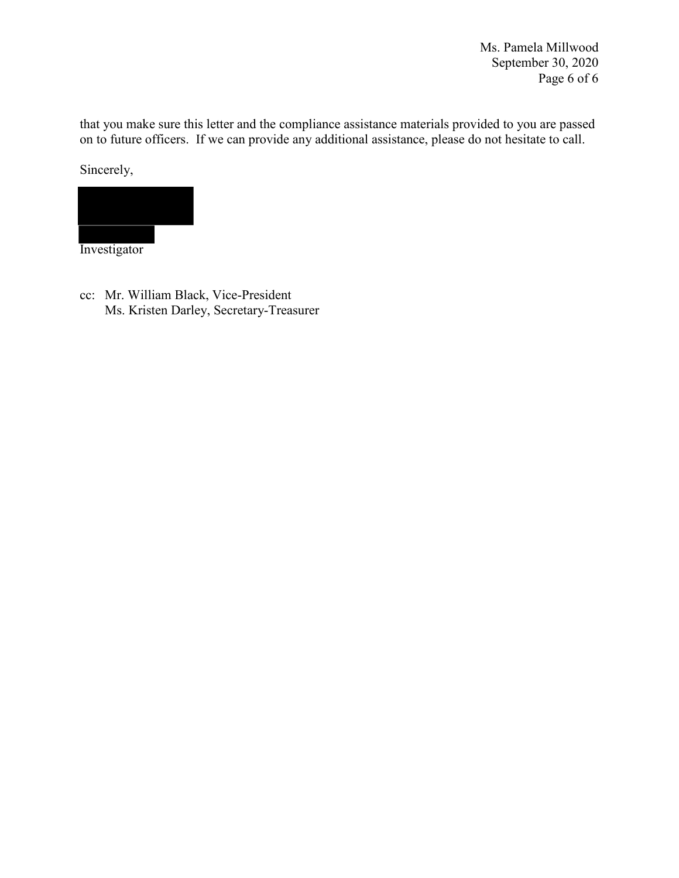that you make sure this letter and the compliance assistance materials provided to you are passed on to future officers. If we can provide any additional assistance, please do not hesitate to call.

Sincerely,

Investigator

cc: Mr. William Black, Vice-President
Ms. Kristen Darley, Secretary-Treasurer